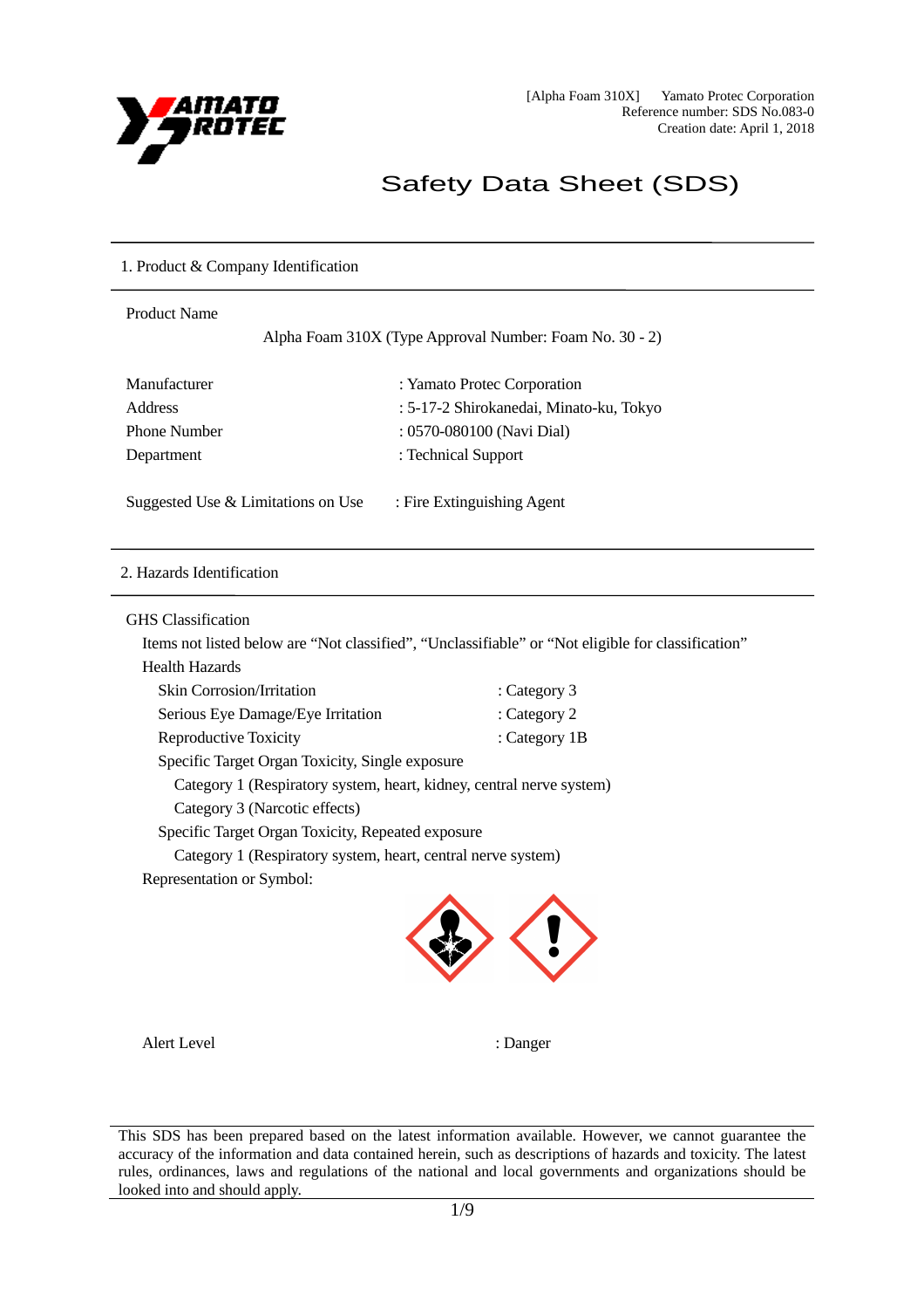[Alpha Foam 310X] Yamato Protec Corporation
Reference number: SDS No.083-0
Creation date: April 1, 2018

# Safety Data Sheet (SDS)

## 1. Product & Company Identification

Product Name

Alpha Foam 310X (Type Approval Number: Foam No. 30 - 2)

| | |
|---|---|
| Manufacturer | : Yamato Protec Corporation |
| Address | : 5-17-2 Shirokanedai, Minato-ku, Tokyo |
| Phone Number | : 0570-080100 (Navi Dial) |
| Department | : Technical Support |

Suggested Use & Limitations on Use : Fire Extinguishing Agent

## 2. Hazards Identification

GHS Classification

Items not listed below are "Not classified", "Unclassifiable" or "Not eligible for classification"

Health Hazards

- Skin Corrosion/Irritation : Category 3
- Serious Eye Damage/Eye Irritation : Category 2
- Reproductive Toxicity : Category 1B
- Specific Target Organ Toxicity, Single exposure
  - Category 1 (Respiratory system, heart, kidney, central nerve system)
  - Category 3 (Narcotic effects)
- Specific Target Organ Toxicity, Repeated exposure
  - Category 1 (Respiratory system, heart, central nerve system)

Representation or Symbol:

Alert Level : Danger

This SDS has been prepared based on the latest information available. However, we cannot guarantee the accuracy of the information and data contained herein, such as descriptions of hazards and toxicity. The latest rules, ordinances, laws and regulations of the national and local governments and organizations should be looked into and should apply.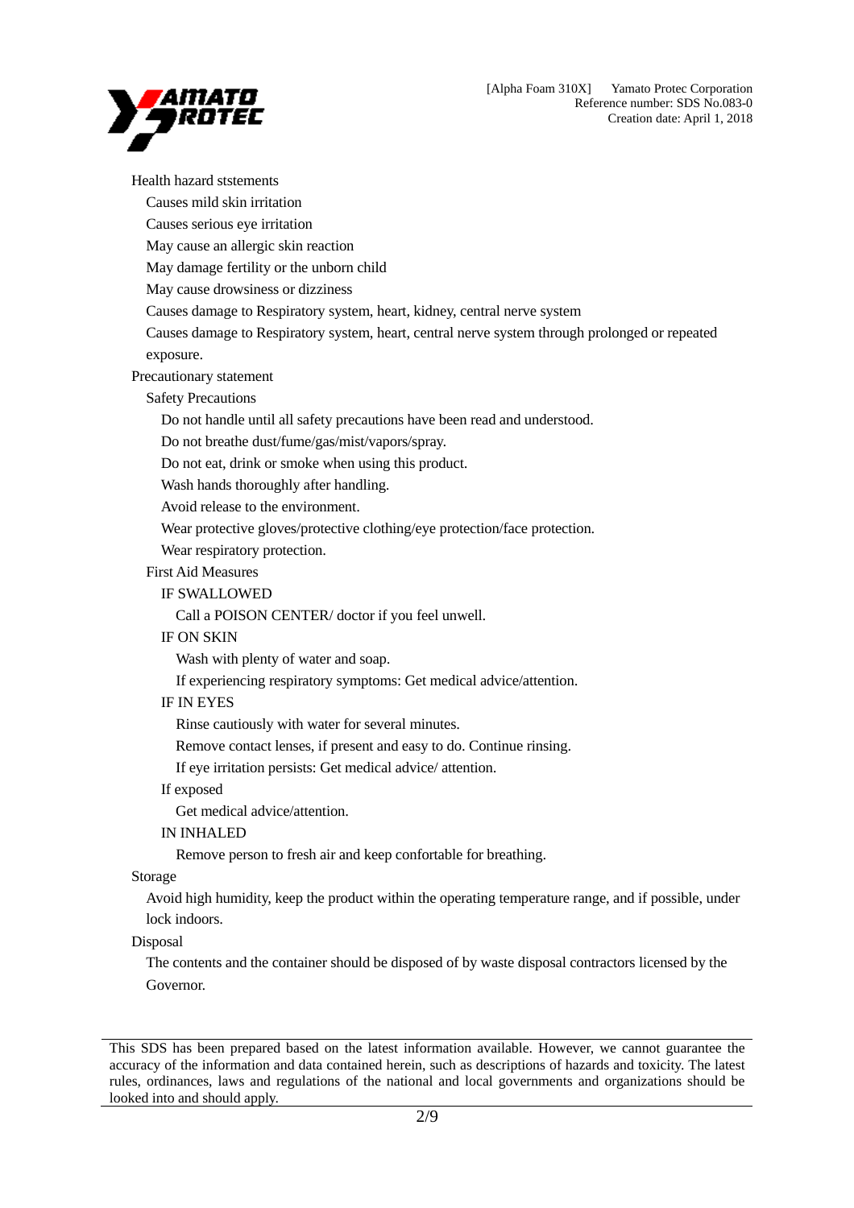Health hazard ststements

Causes mild skin irritation

Causes serious eye irritation

May cause an allergic skin reaction

May damage fertility or the unborn child

May cause drowsiness or dizziness

Causes damage to Respiratory system, heart, kidney, central nerve system

Causes damage to Respiratory system, heart, central nerve system through prolonged or repeated exposure.

Precautionary statement

Safety Precautions

Do not handle until all safety precautions have been read and understood.

Do not breathe dust/fume/gas/mist/vapors/spray.

Do not eat, drink or smoke when using this product.

Wash hands thoroughly after handling.

Avoid release to the environment.

Wear protective gloves/protective clothing/eye protection/face protection.

Wear respiratory protection.

First Aid Measures

IF SWALLOWED

Call a POISON CENTER/ doctor if you feel unwell.

IF ON SKIN

Wash with plenty of water and soap.

If experiencing respiratory symptoms: Get medical advice/attention.

IF IN EYES

Rinse cautiously with water for several minutes.

Remove contact lenses, if present and easy to do. Continue rinsing.

If eye irritation persists: Get medical advice/ attention.

If exposed

Get medical advice/attention.

IN INHALED

Remove person to fresh air and keep confortable for breathing.

Storage

Avoid high humidity, keep the product within the operating temperature range, and if possible, under lock indoors.

Disposal

The contents and the container should be disposed of by waste disposal contractors licensed by the Governor.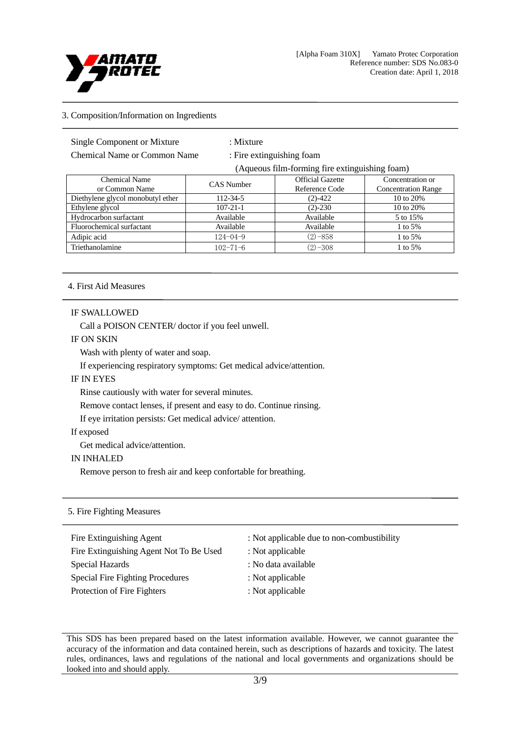## 3. Composition/Information on Ingredients

Single Component or Mixture : Mixture

Chemical Name or Common Name : Fire extinguishing foam

(Aqueous film-forming fire extinguishing foam)

| Chemical Name or Common Name | CAS Number | Official Gazette Reference Code | Concentration or Concentration Range |
|---|---|---|---|
| Diethylene glycol monobutyl ether | 112-34-5 | (2)-422 | 10 to 20% |
| Ethylene glycol | 107-21-1 | (2)-230 | 10 to 20% |
| Hydrocarbon surfactant | Available | Available | 5 to 15% |
| Fluorochemical surfactant | Available | Available | 1 to 5% |
| Adipic acid | 124−04−9 | (2)−858 | 1 to 5% |
| Triethanolamine | 102−71−6 | (2)−308 | 1 to 5% |

## 4. First Aid Measures

IF SWALLOWED

Call a POISON CENTER/ doctor if you feel unwell.

IF ON SKIN

Wash with plenty of water and soap.

If experiencing respiratory symptoms: Get medical advice/attention.

IF IN EYES

Rinse cautiously with water for several minutes.

Remove contact lenses, if present and easy to do. Continue rinsing.

If eye irritation persists: Get medical advice/ attention.

If exposed

Get medical advice/attention.

IN INHALED

Remove person to fresh air and keep confortable for breathing.

## 5. Fire Fighting Measures

Fire Extinguishing Agent : Not applicable due to non-combustibility

Fire Extinguishing Agent Not To Be Used : Not applicable

Special Hazards : No data available

Special Fire Fighting Procedures : Not applicable

Protection of Fire Fighters : Not applicable

This SDS has been prepared based on the latest information available. However, we cannot guarantee the accuracy of the information and data contained herein, such as descriptions of hazards and toxicity. The latest rules, ordinances, laws and regulations of the national and local governments and organizations should be looked into and should apply.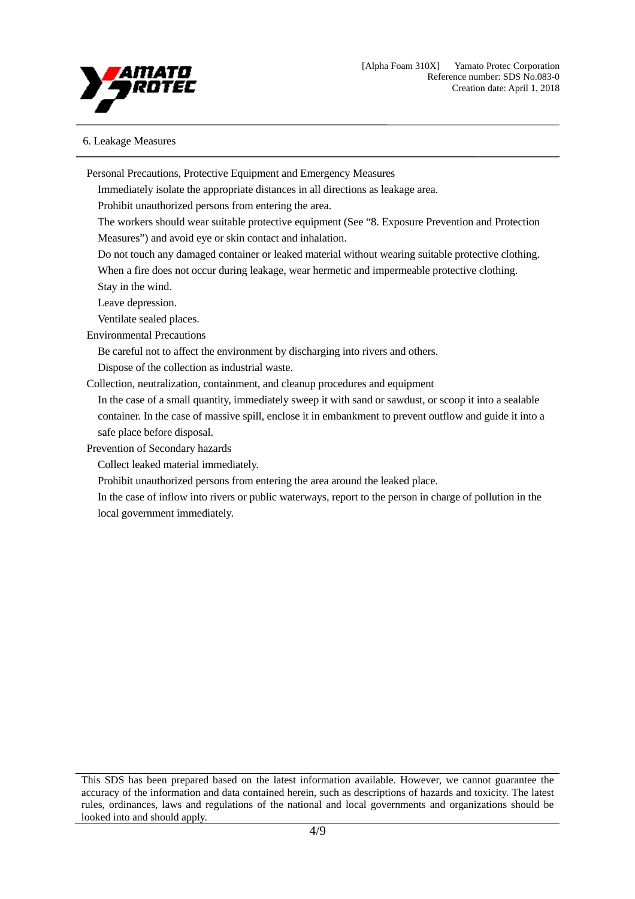## 6. Leakage Measures

Personal Precautions, Protective Equipment and Emergency Measures

Immediately isolate the appropriate distances in all directions as leakage area.

Prohibit unauthorized persons from entering the area.

The workers should wear suitable protective equipment (See "8. Exposure Prevention and Protection Measures") and avoid eye or skin contact and inhalation.

Do not touch any damaged container or leaked material without wearing suitable protective clothing.

When a fire does not occur during leakage, wear hermetic and impermeable protective clothing.

Stay in the wind.

Leave depression.

Ventilate sealed places.

Environmental Precautions

Be careful not to affect the environment by discharging into rivers and others.

Dispose of the collection as industrial waste.

Collection, neutralization, containment, and cleanup procedures and equipment

In the case of a small quantity, immediately sweep it with sand or sawdust, or scoop it into a sealable container. In the case of massive spill, enclose it in embankment to prevent outflow and guide it into a safe place before disposal.

Prevention of Secondary hazards

Collect leaked material immediately.

Prohibit unauthorized persons from entering the area around the leaked place.

In the case of inflow into rivers or public waterways, report to the person in charge of pollution in the local government immediately.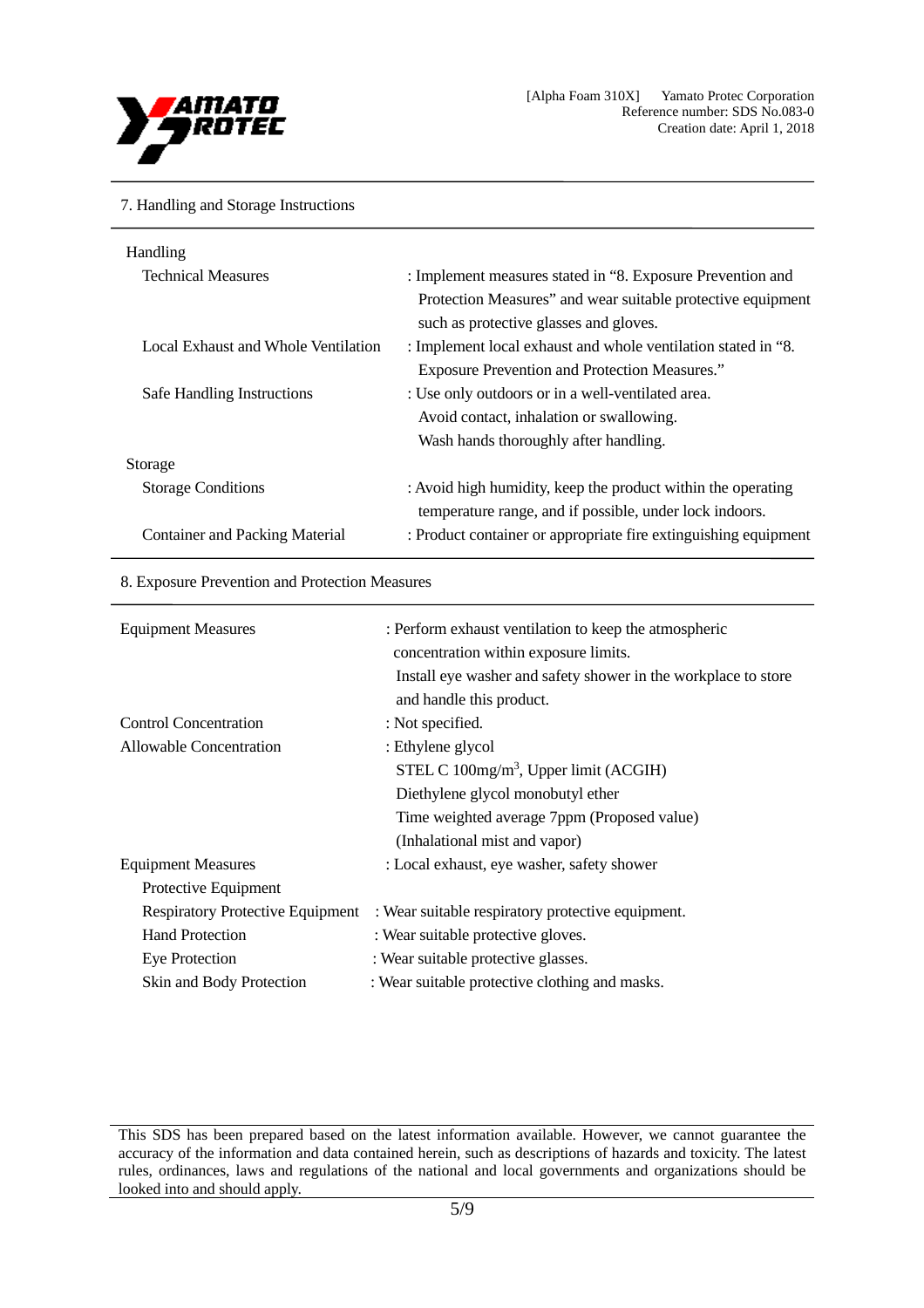## 7. Handling and Storage Instructions

**Handling**

| | |
|---|---|
| Technical Measures | : Implement measures stated in "8. Exposure Prevention and Protection Measures" and wear suitable protective equipment such as protective glasses and gloves. |
| Local Exhaust and Whole Ventilation | : Implement local exhaust and whole ventilation stated in "8. Exposure Prevention and Protection Measures." |
| Safe Handling Instructions | : Use only outdoors or in a well-ventilated area.<br>Avoid contact, inhalation or swallowing.<br>Wash hands thoroughly after handling. |

**Storage**

| | |
|---|---|
| Storage Conditions | : Avoid high humidity, keep the product within the operating temperature range, and if possible, under lock indoors. |
| Container and Packing Material | : Product container or appropriate fire extinguishing equipment |

## 8. Exposure Prevention and Protection Measures

| | |
|---|---|
| Equipment Measures | : Perform exhaust ventilation to keep the atmospheric concentration within exposure limits.<br>Install eye washer and safety shower in the workplace to store and handle this product. |
| Control Concentration | : Not specified. |
| Allowable Concentration | : Ethylene glycol<br>STEL C 100mg/$m^3$, Upper limit (ACGIH)<br>Diethylene glycol monobutyl ether<br>Time weighted average 7ppm (Proposed value)<br>(Inhalational mist and vapor) |
| Equipment Measures | : Local exhaust, eye washer, safety shower |

**Protective Equipment**

| | |
|---|---|
| Respiratory Protective Equipment | : Wear suitable respiratory protective equipment. |
| Hand Protection | : Wear suitable protective gloves. |
| Eye Protection | : Wear suitable protective glasses. |
| Skin and Body Protection | : Wear suitable protective clothing and masks. |

This SDS has been prepared based on the latest information available. However, we cannot guarantee the accuracy of the information and data contained herein, such as descriptions of hazards and toxicity. The latest rules, ordinances, laws and regulations of the national and local governments and organizations should be looked into and should apply.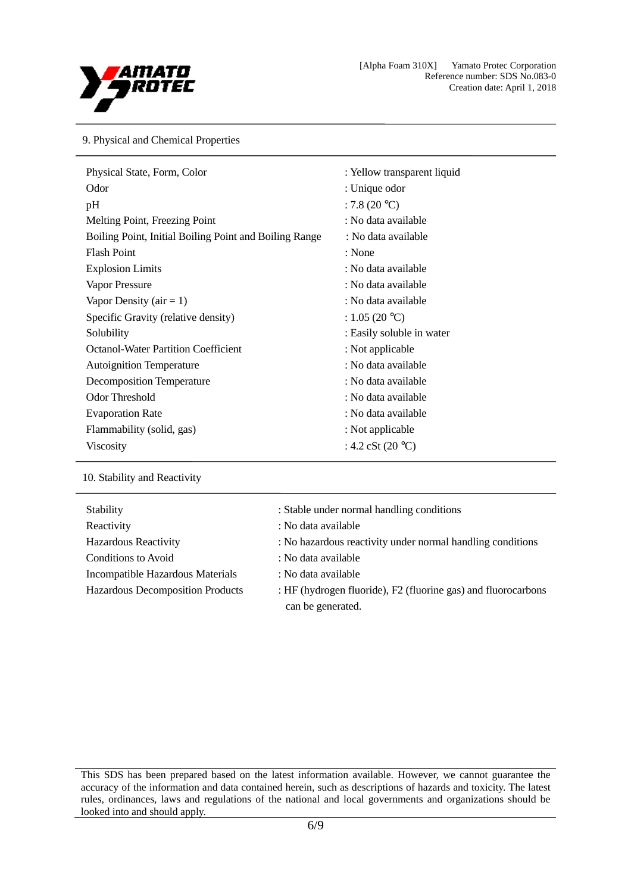## 9. Physical and Chemical Properties

| Property | Value |
|---|---|
| Physical State, Form, Color | : Yellow transparent liquid |
| Odor | : Unique odor |
| pH | : 7.8 (20 ℃) |
| Melting Point, Freezing Point | : No data available |
| Boiling Point, Initial Boiling Point and Boiling Range | : No data available |
| Flash Point | : None |
| Explosion Limits | : No data available |
| Vapor Pressure | : No data available |
| Vapor Density (air = 1) | : No data available |
| Specific Gravity (relative density) | : 1.05 (20 ℃) |
| Solubility | : Easily soluble in water |
| Octanol-Water Partition Coefficient | : Not applicable |
| Autoignition Temperature | : No data available |
| Decomposition Temperature | : No data available |
| Odor Threshold | : No data available |
| Evaporation Rate | : No data available |
| Flammability (solid, gas) | : Not applicable |
| Viscosity | : 4.2 cSt (20 ℃) |

## 10. Stability and Reactivity

| Item | Value |
|---|---|
| Stability | : Stable under normal handling conditions |
| Reactivity | : No data available |
| Hazardous Reactivity | : No hazardous reactivity under normal handling conditions |
| Conditions to Avoid | : No data available |
| Incompatible Hazardous Materials | : No data available |
| Hazardous Decomposition Products | : HF (hydrogen fluoride), F2 (fluorine gas) and fluorocarbons can be generated. |

This SDS has been prepared based on the latest information available. However, we cannot guarantee the accuracy of the information and data contained herein, such as descriptions of hazards and toxicity. The latest rules, ordinances, laws and regulations of the national and local governments and organizations should be looked into and should apply.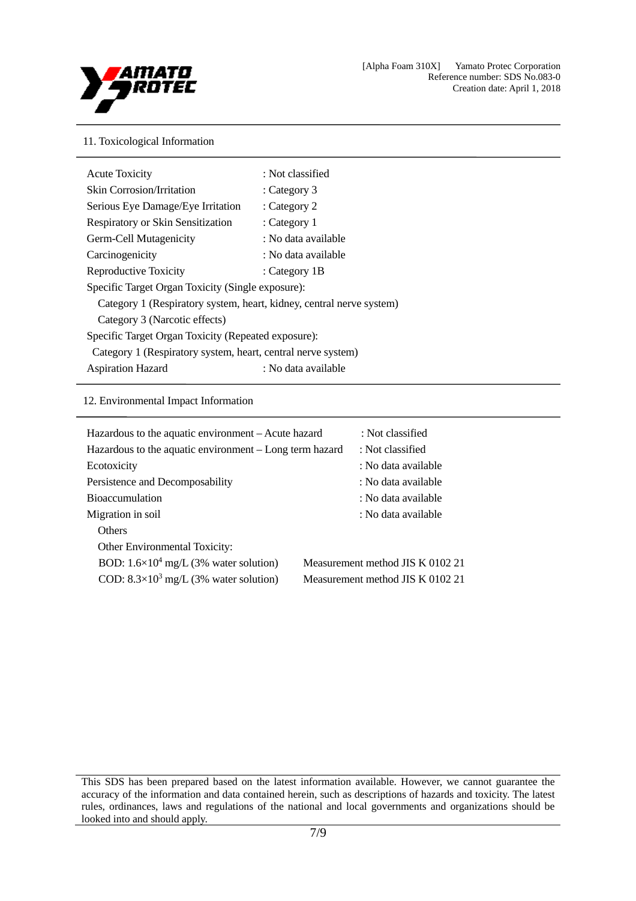## 11. Toxicological Information

| | |
|---|---|
| Acute Toxicity | : Not classified |
| Skin Corrosion/Irritation | : Category 3 |
| Serious Eye Damage/Eye Irritation | : Category 2 |
| Respiratory or Skin Sensitization | : Category 1 |
| Germ-Cell Mutagenicity | : No data available |
| Carcinogenicity | : No data available |
| Reproductive Toxicity | : Category 1B |

Specific Target Organ Toxicity (Single exposure):

Category 1 (Respiratory system, heart, kidney, central nerve system)

Category 3 (Narcotic effects)

Specific Target Organ Toxicity (Repeated exposure):

Category 1 (Respiratory system, heart, central nerve system)

Aspiration Hazard : No data available

## 12. Environmental Impact Information

| | |
|---|---|
| Hazardous to the aquatic environment – Acute hazard | : Not classified |
| Hazardous to the aquatic environment – Long term hazard | : Not classified |
| Ecotoxicity | : No data available |
| Persistence and Decomposability | : No data available |
| Bioaccumulation | : No data available |
| Migration in soil | : No data available |

Others

Other Environmental Toxicity:

BOD: $1.6 \times 10^4$ mg/L (3% water solution) Measurement method JIS K 0102 21

COD: $8.3 \times 10^3$ mg/L (3% water solution) Measurement method JIS K 0102 21

This SDS has been prepared based on the latest information available. However, we cannot guarantee the accuracy of the information and data contained herein, such as descriptions of hazards and toxicity. The latest rules, ordinances, laws and regulations of the national and local governments and organizations should be looked into and should apply.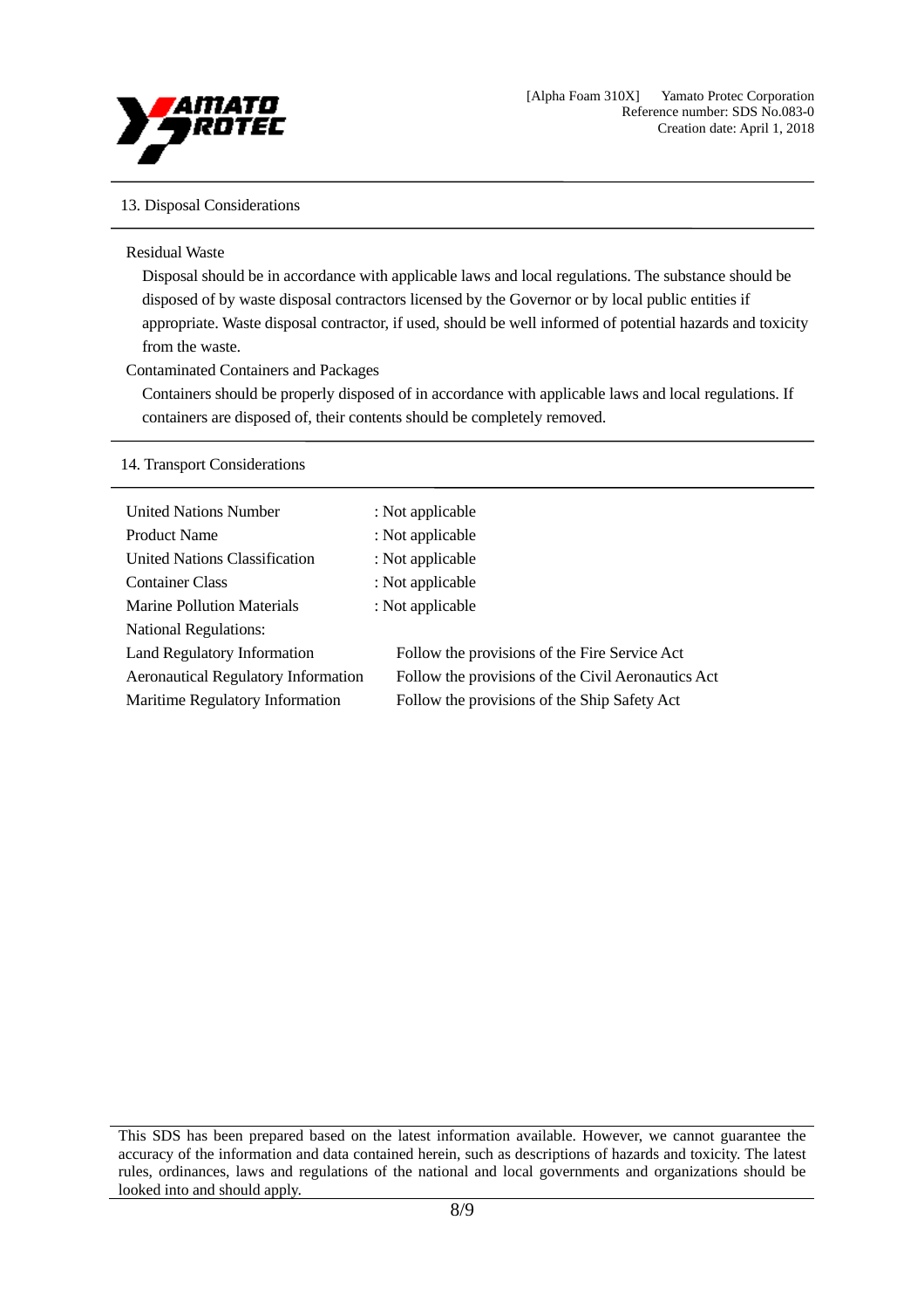## 13. Disposal Considerations

Residual Waste

Disposal should be in accordance with applicable laws and local regulations. The substance should be disposed of by waste disposal contractors licensed by the Governor or by local public entities if appropriate. Waste disposal contractor, if used, should be well informed of potential hazards and toxicity from the waste.

Contaminated Containers and Packages

Containers should be properly disposed of in accordance with applicable laws and local regulations. If containers are disposed of, their contents should be completely removed.

## 14. Transport Considerations

| | |
|---|---|
| United Nations Number | : Not applicable |
| Product Name | : Not applicable |
| United Nations Classification | : Not applicable |
| Container Class | : Not applicable |
| Marine Pollution Materials | : Not applicable |
| National Regulations: | |
| Land Regulatory Information | Follow the provisions of the Fire Service Act |
| Aeronautical Regulatory Information | Follow the provisions of the Civil Aeronautics Act |
| Maritime Regulatory Information | Follow the provisions of the Ship Safety Act |

This SDS has been prepared based on the latest information available. However, we cannot guarantee the accuracy of the information and data contained herein, such as descriptions of hazards and toxicity. The latest rules, ordinances, laws and regulations of the national and local governments and organizations should be looked into and should apply.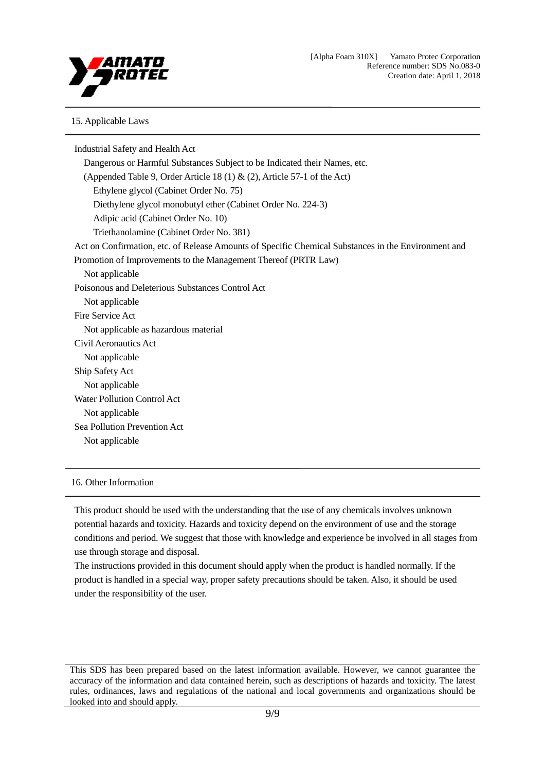## 15. Applicable Laws

Industrial Safety and Health Act

Dangerous or Harmful Substances Subject to be Indicated their Names, etc.

(Appended Table 9, Order Article 18 (1) & (2), Article 57-1 of the Act)

Ethylene glycol (Cabinet Order No. 75)

Diethylene glycol monobutyl ether (Cabinet Order No. 224-3)

Adipic acid (Cabinet Order No. 10)

Triethanolamine (Cabinet Order No. 381)

Act on Confirmation, etc. of Release Amounts of Specific Chemical Substances in the Environment and Promotion of Improvements to the Management Thereof (PRTR Law)

Not applicable

Poisonous and Deleterious Substances Control Act

Not applicable

Fire Service Act

Not applicable as hazardous material

Civil Aeronautics Act

Not applicable

Ship Safety Act

Not applicable

Water Pollution Control Act

Not applicable

Sea Pollution Prevention Act

Not applicable

## 16. Other Information

This product should be used with the understanding that the use of any chemicals involves unknown potential hazards and toxicity. Hazards and toxicity depend on the environment of use and the storage conditions and period. We suggest that those with knowledge and experience be involved in all stages from use through storage and disposal.

The instructions provided in this document should apply when the product is handled normally. If the product is handled in a special way, proper safety precautions should be taken. Also, it should be used under the responsibility of the user.

This SDS has been prepared based on the latest information available. However, we cannot guarantee the accuracy of the information and data contained herein, such as descriptions of hazards and toxicity. The latest rules, ordinances, laws and regulations of the national and local governments and organizations should be looked into and should apply.